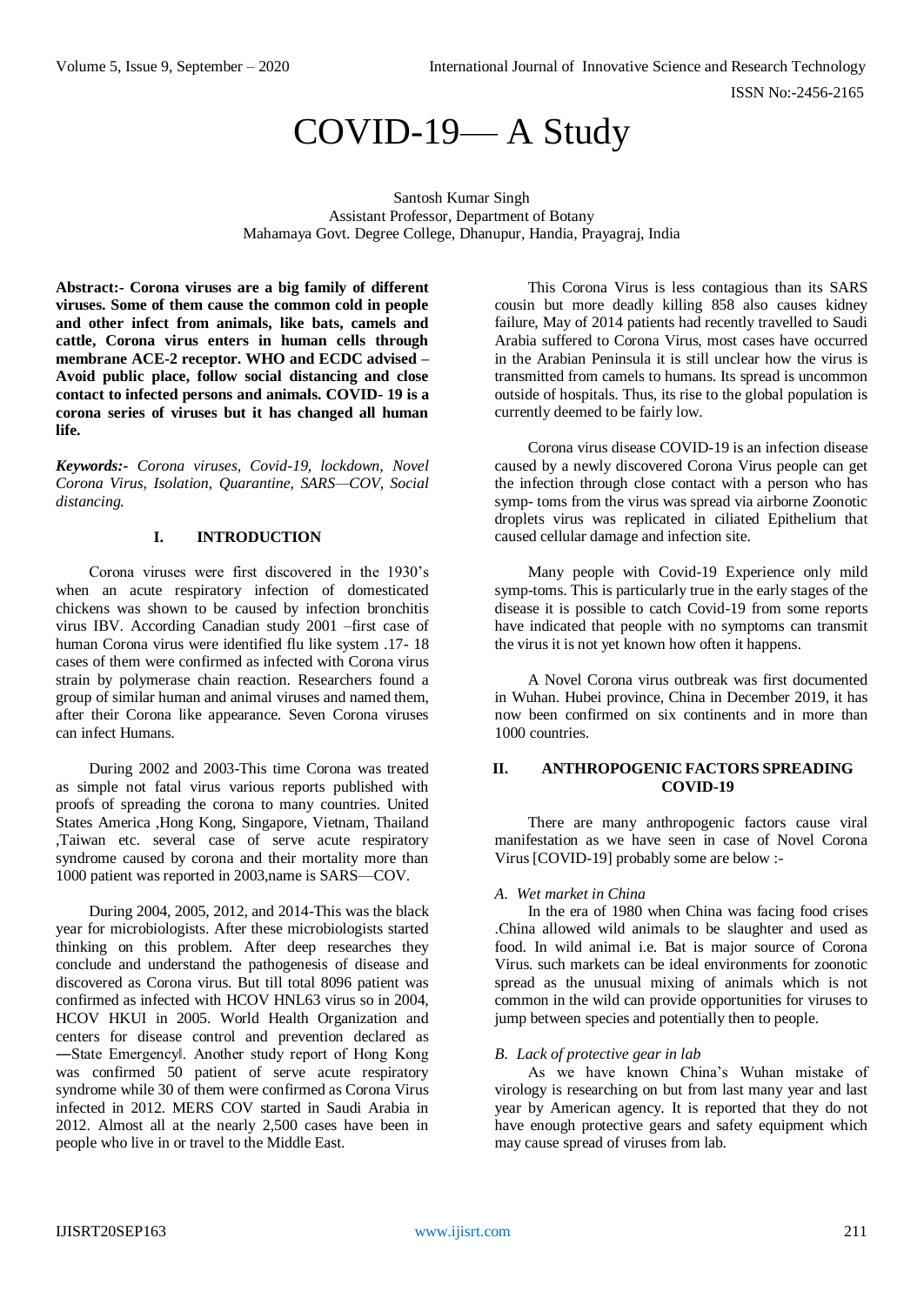# COVID-19— A Study

Santosh Kumar Singh
Assistant Professor, Department of Botany
Mahamaya Govt. Degree College, Dhanupur, Handia, Prayagraj, India

**Abstract:- Corona viruses are a big family of different viruses. Some of them cause the common cold in people and other infect from animals, like bats, camels and cattle, Corona virus enters in human cells through membrane ACE-2 receptor. WHO and ECDC advised – Avoid public place, follow social distancing and close contact to infected persons and animals. COVID- 19 is a corona series of viruses but it has changed all human life.**

***Keywords:-*** *Corona viruses, Covid-19, lockdown, Novel Corona Virus, Isolation, Quarantine, SARS—COV, Social distancing.*

## I. INTRODUCTION

Corona viruses were first discovered in the 1930's when an acute respiratory infection of domesticated chickens was shown to be caused by infection bronchitis virus IBV. According Canadian study 2001 –first case of human Corona virus were identified flu like system .17- 18 cases of them were confirmed as infected with Corona virus strain by polymerase chain reaction. Researchers found a group of similar human and animal viruses and named them, after their Corona like appearance. Seven Corona viruses can infect Humans.

During 2002 and 2003-This time Corona was treated as simple not fatal virus various reports published with proofs of spreading the corona to many countries. United States America ,Hong Kong, Singapore, Vietnam, Thailand ,Taiwan etc. several case of serve acute respiratory syndrome caused by corona and their mortality more than 1000 patient was reported in 2003,name is SARS—COV.

During 2004, 2005, 2012, and 2014-This was the black year for microbiologists. After these microbiologists started thinking on this problem. After deep researches they conclude and understand the pathogenesis of disease and discovered as Corona virus. But till total 8096 patient was confirmed as infected with HCOV HNL63 virus so in 2004, HCOV HKUI in 2005. World Health Organization and centers for disease control and prevention declared as ―State Emergency‖. Another study report of Hong Kong was confirmed 50 patient of serve acute respiratory syndrome while 30 of them were confirmed as Corona Virus infected in 2012. MERS COV started in Saudi Arabia in 2012. Almost all at the nearly 2,500 cases have been in people who live in or travel to the Middle East.

This Corona Virus is less contagious than its SARS cousin but more deadly killing 858 also causes kidney failure, May of 2014 patients had recently travelled to Saudi Arabia suffered to Corona Virus, most cases have occurred in the Arabian Peninsula it is still unclear how the virus is transmitted from camels to humans. Its spread is uncommon outside of hospitals. Thus, its rise to the global population is currently deemed to be fairly low.

Corona virus disease COVID-19 is an infection disease caused by a newly discovered Corona Virus people can get the infection through close contact with a person who has symp- toms from the virus was spread via airborne Zoonotic droplets virus was replicated in ciliated Epithelium that caused cellular damage and infection site.

Many people with Covid-19 Experience only mild symp-toms. This is particularly true in the early stages of the disease it is possible to catch Covid-19 from some reports have indicated that people with no symptoms can transmit the virus it is not yet known how often it happens.

A Novel Corona virus outbreak was first documented in Wuhan. Hubei province, China in December 2019, it has now been confirmed on six continents and in more than 1000 countries.

## II. ANTHROPOGENIC FACTORS SPREADING COVID-19

There are many anthropogenic factors cause viral manifestation as we have seen in case of Novel Corona Virus [COVID-19] probably some are below :-

### *A. Wet market in China*

In the era of 1980 when China was facing food crises .China allowed wild animals to be slaughter and used as food. In wild animal i.e. Bat is major source of Corona Virus. such markets can be ideal environments for zoonotic spread as the unusual mixing of animals which is not common in the wild can provide opportunities for viruses to jump between species and potentially then to people.

### *B. Lack of protective gear in lab*

As we have known China's Wuhan mistake of virology is researching on but from last many year and last year by American agency. It is reported that they do not have enough protective gears and safety equipment which may cause spread of viruses from lab.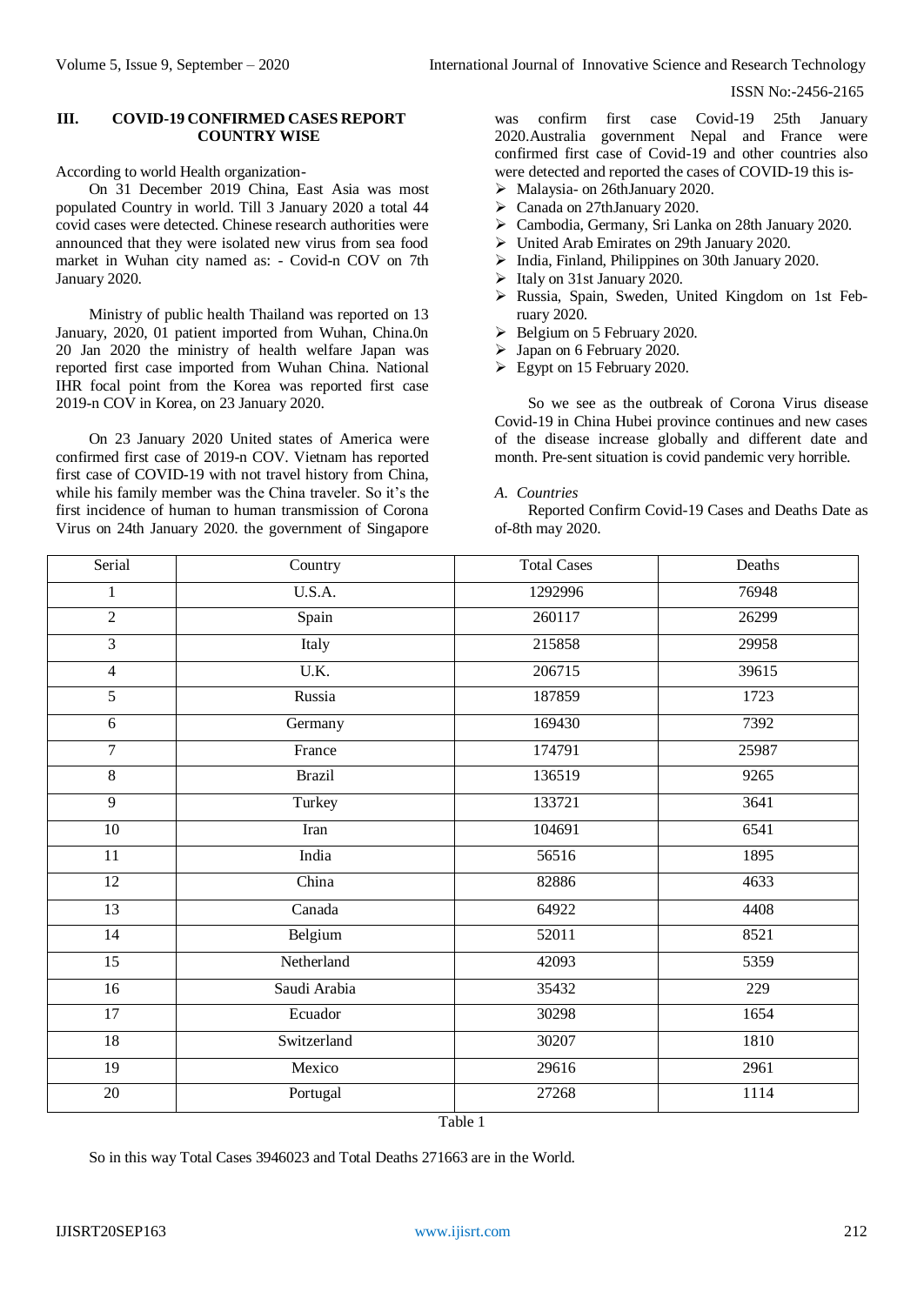### III. COVID-19 CONFIRMED CASES REPORT COUNTRY WISE

According to world Health organization-

On 31 December 2019 China, East Asia was most populated Country in world. Till 3 January 2020 a total 44 covid cases were detected. Chinese research authorities were announced that they were isolated new virus from sea food market in Wuhan city named as: - Covid-n COV on 7th January 2020.

Ministry of public health Thailand was reported on 13 January, 2020, 01 patient imported from Wuhan, China.0n 20 Jan 2020 the ministry of health welfare Japan was reported first case imported from Wuhan China. National IHR focal point from the Korea was reported first case 2019-n COV in Korea, on 23 January 2020.

On 23 January 2020 United states of America were confirmed first case of 2019-n COV. Vietnam has reported first case of COVID-19 with not travel history from China, while his family member was the China traveler. So it's the first incidence of human to human transmission of Corona Virus on 24th January 2020. the government of Singapore was confirm first case Covid-19 25th January 2020.Australia government Nepal and France were confirmed first case of Covid-19 and other countries also were detected and reported the cases of COVID-19 this is-

- Malaysia- on 26thJanuary 2020.
- Canada on 27thJanuary 2020.
- Cambodia, Germany, Sri Lanka on 28th January 2020.
- United Arab Emirates on 29th January 2020.
- India, Finland, Philippines on 30th January 2020.
- Italy on 31st January 2020.
- Russia, Spain, Sweden, United Kingdom on 1st February 2020.
- Belgium on 5 February 2020.
- Japan on 6 February 2020.
- Egypt on 15 February 2020.

So we see as the outbreak of Corona Virus disease Covid-19 in China Hubei province continues and new cases of the disease increase globally and different date and month. Pre-sent situation is covid pandemic very horrible.

*A. Countries*

Reported Confirm Covid-19 Cases and Deaths Date as of-8th may 2020.

| Serial | Country | Total Cases | Deaths |
|---|---|---|---|
| 1 | U.S.A. | 1292996 | 76948 |
| 2 | Spain | 260117 | 26299 |
| 3 | Italy | 215858 | 29958 |
| 4 | U.K. | 206715 | 39615 |
| 5 | Russia | 187859 | 1723 |
| 6 | Germany | 169430 | 7392 |
| 7 | France | 174791 | 25987 |
| 8 | Brazil | 136519 | 9265 |
| 9 | Turkey | 133721 | 3641 |
| 10 | Iran | 104691 | 6541 |
| 11 | India | 56516 | 1895 |
| 12 | China | 82886 | 4633 |
| 13 | Canada | 64922 | 4408 |
| 14 | Belgium | 52011 | 8521 |
| 15 | Netherland | 42093 | 5359 |
| 16 | Saudi Arabia | 35432 | 229 |
| 17 | Ecuador | 30298 | 1654 |
| 18 | Switzerland | 30207 | 1810 |
| 19 | Mexico | 29616 | 2961 |
| 20 | Portugal | 27268 | 1114 |

Table 1

So in this way Total Cases 3946023 and Total Deaths 271663 are in the World.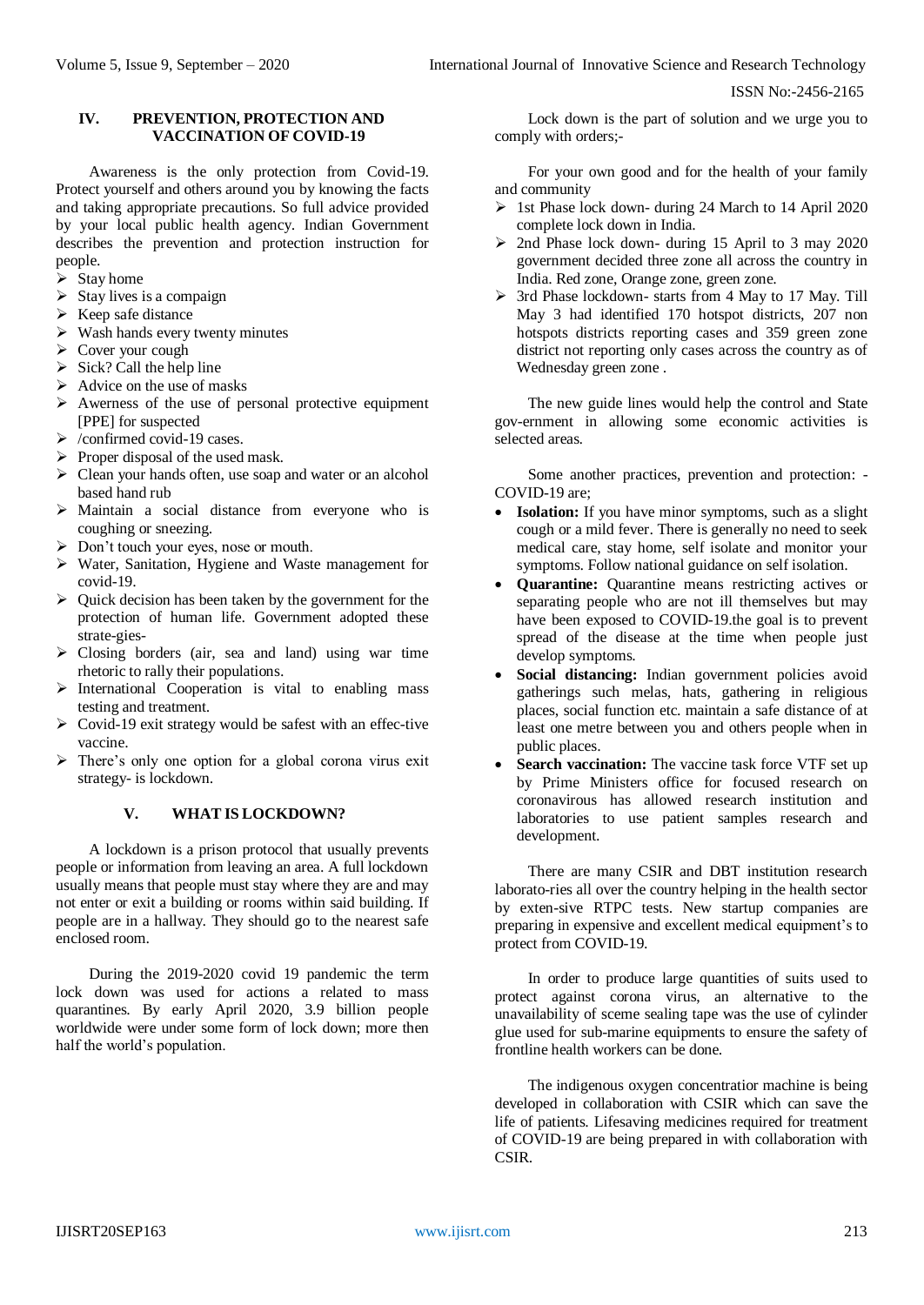## IV. PREVENTION, PROTECTION AND VACCINATION OF COVID-19

Awareness is the only protection from Covid-19. Protect yourself and others around you by knowing the facts and taking appropriate precautions. So full advice provided by your local public health agency. Indian Government describes the prevention and protection instruction for people.

- Stay home
- Stay lives is a compaign
- Keep safe distance
- Wash hands every twenty minutes
- Cover your cough
- Sick? Call the help line
- Advice on the use of masks
- Awerness of the use of personal protective equipment [PPE] for suspected
- /confirmed covid-19 cases.
- Proper disposal of the used mask.
- Clean your hands often, use soap and water or an alcohol based hand rub
- Maintain a social distance from everyone who is coughing or sneezing.
- Don't touch your eyes, nose or mouth.
- Water, Sanitation, Hygiene and Waste management for covid-19.
- Quick decision has been taken by the government for the protection of human life. Government adopted these strate-gies-
- Closing borders (air, sea and land) using war time rhetoric to rally their populations.
- International Cooperation is vital to enabling mass testing and treatment.
- Covid-19 exit strategy would be safest with an effec-tive vaccine.
- There's only one option for a global corona virus exit strategy- is lockdown.

## V. WHAT IS LOCKDOWN?

A lockdown is a prison protocol that usually prevents people or information from leaving an area. A full lockdown usually means that people must stay where they are and may not enter or exit a building or rooms within said building. If people are in a hallway. They should go to the nearest safe enclosed room.

During the 2019-2020 covid 19 pandemic the term lock down was used for actions a related to mass quarantines. By early April 2020, 3.9 billion people worldwide were under some form of lock down; more then half the world's population.

Lock down is the part of solution and we urge you to comply with orders;-

For your own good and for the health of your family and community

- 1st Phase lock down- during 24 March to 14 April 2020 complete lock down in India.
- 2nd Phase lock down- during 15 April to 3 may 2020 government decided three zone all across the country in India. Red zone, Orange zone, green zone.
- 3rd Phase lockdown- starts from 4 May to 17 May. Till May 3 had identified 170 hotspot districts, 207 non hotspots districts reporting cases and 359 green zone district not reporting only cases across the country as of Wednesday green zone .

The new guide lines would help the control and State gov-ernment in allowing some economic activities is selected areas.

Some another practices, prevention and protection: - COVID-19 are;

- **Isolation:** If you have minor symptoms, such as a slight cough or a mild fever. There is generally no need to seek medical care, stay home, self isolate and monitor your symptoms. Follow national guidance on self isolation.
- **Quarantine:** Quarantine means restricting actives or separating people who are not ill themselves but may have been exposed to COVID-19.the goal is to prevent spread of the disease at the time when people just develop symptoms.
- **Social distancing:** Indian government policies avoid gatherings such melas, hats, gathering in religious places, social function etc. maintain a safe distance of at least one metre between you and others people when in public places.
- **Search vaccination:** The vaccine task force VTF set up by Prime Ministers office for focused research on coronavirous has allowed research institution and laboratories to use patient samples research and development.

There are many CSIR and DBT institution research laborato-ries all over the country helping in the health sector by exten-sive RTPC tests. New startup companies are preparing in expensive and excellent medical equipment's to protect from COVID-19.

In order to produce large quantities of suits used to protect against corona virus, an alternative to the unavailability of sceme sealing tape was the use of cylinder glue used for sub-marine equipments to ensure the safety of frontline health workers can be done.

The indigenous oxygen concentratior machine is being developed in collaboration with CSIR which can save the life of patients. Lifesaving medicines required for treatment of COVID-19 are being prepared in with collaboration with CSIR.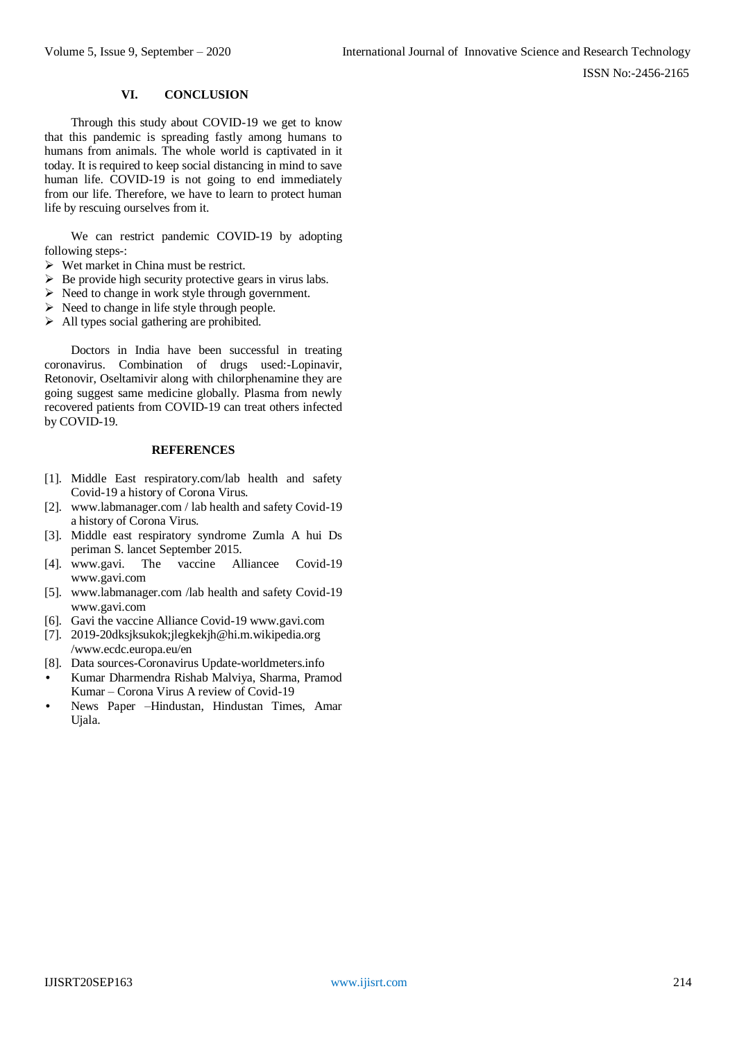## VI. CONCLUSION

Through this study about COVID-19 we get to know that this pandemic is spreading fastly among humans to humans from animals. The whole world is captivated in it today. It is required to keep social distancing in mind to save human life. COVID-19 is not going to end immediately from our life. Therefore, we have to learn to protect human life by rescuing ourselves from it.

We can restrict pandemic COVID-19 by adopting following steps-:

- Wet market in China must be restrict.
- Be provide high security protective gears in virus labs.
- Need to change in work style through government.
- Need to change in life style through people.
- All types social gathering are prohibited.

Doctors in India have been successful in treating coronavirus. Combination of drugs used:-Lopinavir, Retonovir, Oseltamivir along with chilorphenamine they are going suggest same medicine globally. Plasma from newly recovered patients from COVID-19 can treat others infected by COVID-19.

## REFERENCES

[1]. Middle East respiratory.com/lab health and safety Covid-19 a history of Corona Virus.

[2]. www.labmanager.com / lab health and safety Covid-19 a history of Corona Virus.

[3]. Middle east respiratory syndrome Zumla A hui Ds periman S. lancet September 2015.

[4]. www.gavi. The vaccine Alliancee Covid-19 www.gavi.com

[5]. www.labmanager.com /lab health and safety Covid-19 www.gavi.com

[6]. Gavi the vaccine Alliance Covid-19 www.gavi.com

[7]. 2019-20dksjksukok;jlegkekjh@hi.m.wikipedia.org /www.ecdc.europa.eu/en

[8]. Data sources-Coronavirus Update-worldmeters.info

- Kumar Dharmendra Rishab Malviya, Sharma, Pramod Kumar – Corona Virus A review of Covid-19
- News Paper –Hindustan, Hindustan Times, Amar Ujala.